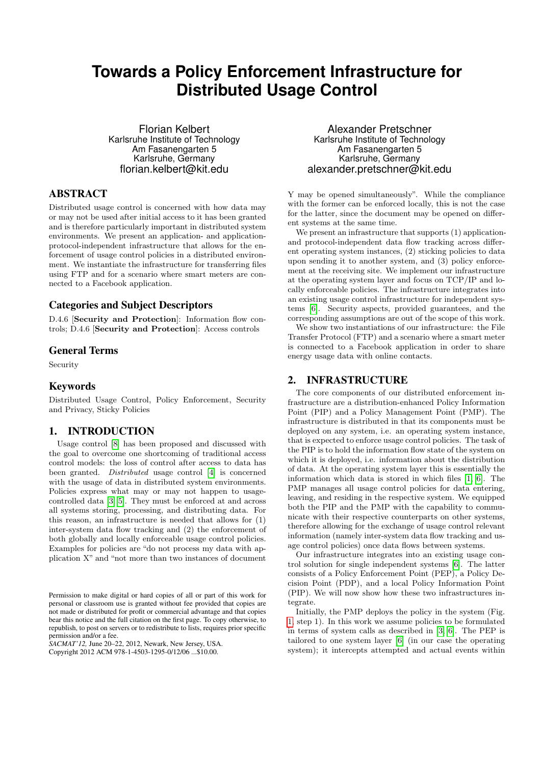# Towards a Policy Enforcement Infrastructure for Distributed Usage Control

Florian Kelbert
Karlsruhe Institute of Technology
Am Fasanengarten 5
Karlsruhe, Germany
florian.kelbert@kit.edu

Alexander Pretschner
Karlsruhe Institute of Technology
Am Fasanengarten 5
Karlsruhe, Germany
alexander.pretschner@kit.edu

## ABSTRACT

Distributed usage control is concerned with how data may or may not be used after initial access to it has been granted and is therefore particularly important in distributed system environments. We present an application- and application-protocol-independent infrastructure that allows for the enforcement of usage control policies in a distributed environment. We instantiate the infrastructure for transferring files using FTP and for a scenario where smart meters are connected to a Facebook application.

### Categories and Subject Descriptors

D.4.6 [**Security and Protection**]: Information flow controls; D.4.6 [**Security and Protection**]: Access controls

### General Terms

Security

### Keywords

Distributed Usage Control, Policy Enforcement, Security and Privacy, Sticky Policies

## 1. INTRODUCTION

Usage control [8] has been proposed and discussed with the goal to overcome one shortcoming of traditional access control models: the loss of control after access to data has been granted. *Distributed* usage control [4] is concerned with the usage of data in distributed system environments. Policies express what may or may not happen to usage-controlled data [3, 5]. They must be enforced at and across all systems storing, processing, and distributing data. For this reason, an infrastructure is needed that allows for (1) inter-system data flow tracking and (2) the enforcement of both globally and locally enforceable usage control policies. Examples for policies are "do not process my data with application X" and "not more than two instances of document Y may be opened simultaneously". While the compliance with the former can be enforced locally, this is not the case for the latter, since the document may be opened on different systems at the same time.

We present an infrastructure that supports (1) application- and protocol-independent data flow tracking across different operating system instances, (2) sticking policies to data upon sending it to another system, and (3) policy enforcement at the receiving site. We implement our infrastructure at the operating system layer and focus on TCP/IP and locally enforceable policies. The infrastructure integrates into an existing usage control infrastructure for independent systems [6]. Security aspects, provided guarantees, and the corresponding assumptions are out of the scope of this work.

We show two instantiations of our infrastructure: the File Transfer Protocol (FTP) and a scenario where a smart meter is connected to a Facebook application in order to share energy usage data with online contacts.

Permission to make digital or hard copies of all or part of this work for personal or classroom use is granted without fee provided that copies are not made or distributed for profit or commercial advantage and that copies bear this notice and the full citation on the first page. To copy otherwise, to republish, to post on servers or to redistribute to lists, requires prior specific permission and/or a fee.
*SACMAT'12,* June 20–22, 2012, Newark, New Jersey, USA.
Copyright 2012 ACM 978-1-4503-1295-0/12/06 ...$10.00.

## 2. INFRASTRUCTURE

The core components of our distributed enforcement infrastructure are a distribution-enhanced Policy Information Point (PIP) and a Policy Management Point (PMP). The infrastructure is distributed in that its components must be deployed on any system, i.e. an operating system instance, that is expected to enforce usage control policies. The task of the PIP is to hold the information flow state of the system on which it is deployed, i.e. information about the distribution of data. At the operating system layer this is essentially the information which data is stored in which files [1, 6]. The PMP manages all usage control policies for data entering, leaving, and residing in the respective system. We equipped both the PIP and the PMP with the capability to communicate with their respective counterparts on other systems, therefore allowing for the exchange of usage control relevant information (namely inter-system data flow tracking and usage control policies) once data flows between systems.

Our infrastructure integrates into an existing usage control solution for single independent systems [6]. The latter consists of a Policy Enforcement Point (PEP), a Policy Decision Point (PDP), and a local Policy Information Point (PIP). We will now show how these two infrastructures integrate.

Initially, the PMP deploys the policy in the system (Fig. 1, step 1). In this work we assume policies to be formulated in terms of system calls as described in [3, 6]. The PEP is tailored to one system layer [6] (in our case the operating system); it intercepts attempted and actual events within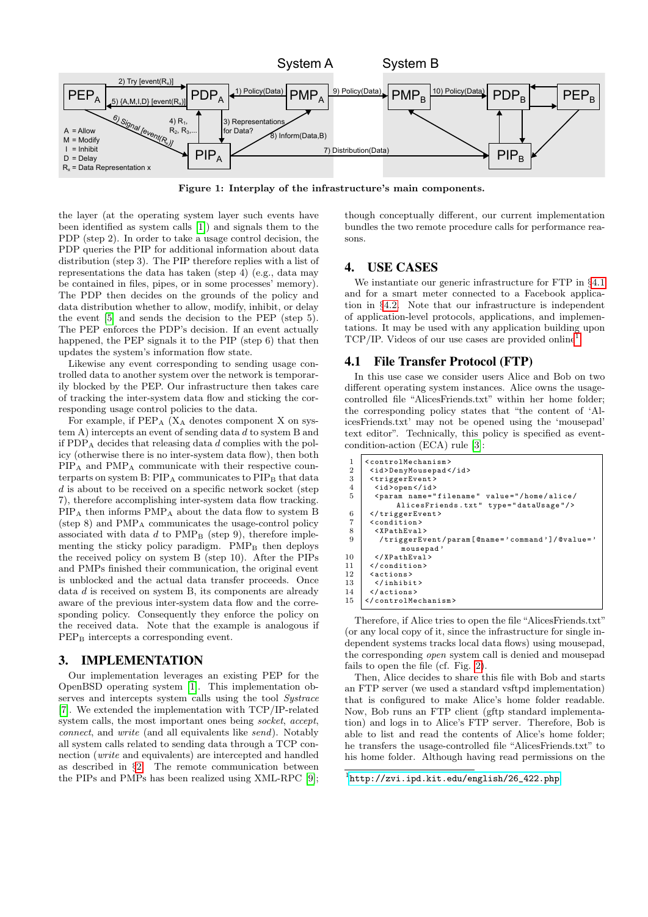Figure 1: Interplay of the infrastructure's main components.

the layer (at the operating system layer such events have been identified as system calls [1]) and signals them to the PDP (step 2). In order to take a usage control decision, the PDP queries the PIP for additional information about data distribution (step 3). The PIP therefore replies with a list of representations the data has taken (step 4) (e.g., data may be contained in files, pipes, or in some processes' memory). The PDP then decides on the grounds of the policy and data distribution whether to allow, modify, inhibit, or delay the event [5] and sends the decision to the PEP (step 5). The PEP enforces the PDP's decision. If an event actually happened, the PEP signals it to the PIP (step 6) that then updates the system's information flow state.

Likewise any event corresponding to sending usage controlled data to another system over the network is temporarily blocked by the PEP. Our infrastructure then takes care of tracking the inter-system data flow and sticking the corresponding usage control policies to the data.

For example, if $PEP_A$ ($X_A$ denotes component X on system A) intercepts an event of sending data $d$ to system B and if $PDP_A$ decides that releasing data $d$ complies with the policy (otherwise there is no inter-system data flow), then both $PIP_A$ and $PMP_A$ communicate with their respective counterparts on system B: $PIP_A$ communicates to $PIP_B$ that data $d$ is about to be received on a specific network socket (step 7), therefore accomplishing inter-system data flow tracking. $PIP_A$ then informs $PMP_A$ about the data flow to system B (step 8) and $PMP_A$ communicates the usage-control policy associated with data $d$ to $PMP_B$ (step 9), therefore implementing the sticky policy paradigm. $PMP_B$ then deploys the received policy on system B (step 10). After the PIPs and PMPs finished their communication, the original event is unblocked and the actual data transfer proceeds. Once data $d$ is received on system B, its components are already aware of the previous inter-system data flow and the corresponding policy. Consequently they enforce the policy on the received data. Note that the example is analogous if $PEP_B$ intercepts a corresponding event.

## 3. IMPLEMENTATION

Our implementation leverages an existing PEP for the OpenBSD operating system [1]. This implementation observes and intercepts system calls using the tool *Systrace* [7]. We extended the implementation with TCP/IP-related system calls, the most important ones being *socket*, *accept*, *connect*, and *write* (and all equivalents like *send*). Notably all system calls related to sending data through a TCP connection (*write* and equivalents) are intercepted and handled as described in §2. The remote communication between the PIPs and PMPs has been realized using XML-RPC [9]; though conceptually different, our current implementation bundles the two remote procedure calls for performance reasons.

## 4. USE CASES

We instantiate our generic infrastructure for FTP in §4.1 and for a smart meter connected to a Facebook application in §4.2. Note that our infrastructure is independent of application-level protocols, applications, and implementations. It may be used with any application building upon TCP/IP. Videos of our use cases are provided online[1].

### 4.1 File Transfer Protocol (FTP)

In this use case we consider users Alice and Bob on two different operating system instances. Alice owns the usage-controlled file "AlicesFriends.txt" within her home folder; the corresponding policy states that "the content of 'AlicesFriends.txt' may not be opened using the 'mousepad' text editor". Technically, this policy is specified as event-condition-action (ECA) rule [3]:

```
1  <controlMechanism>
2   <id>DenyMousepad</id>
3   <triggerEvent>
4    <id>open</id>
5    <param name="filename" value="/home/alice/
         AlicesFriends.txt" type="dataUsage"/>
6   </triggerEvent>
7   <condition>
8    <XPathEval>
9     /triggerEvent/param[@name='command']/@value='
         mousepad'
10   </XPathEval>
11  </condition>
12  <actions>
13   </inhibit>
14  </actions>
15 </controlMechanism>
```

Therefore, if Alice tries to open the file "AlicesFriends.txt" (or any local copy of it, since the infrastructure for single independent systems tracks local data flows) using mousepad, the corresponding *open* system call is denied and mousepad fails to open the file (cf. Fig. 2).

Then, Alice decides to share this file with Bob and starts an FTP server (we used a standard vsftpd implementation) that is configured to make Alice's home folder readable. Now, Bob runs an FTP client (gftp standard implementation) and logs in to Alice's FTP server. Therefore, Bob is able to list and read the contents of Alice's home folder; he transfers the usage-controlled file "AlicesFriends.txt" to his home folder. Although having read permissions on the

[1] http://zvi.ipd.kit.edu/english/26_422.php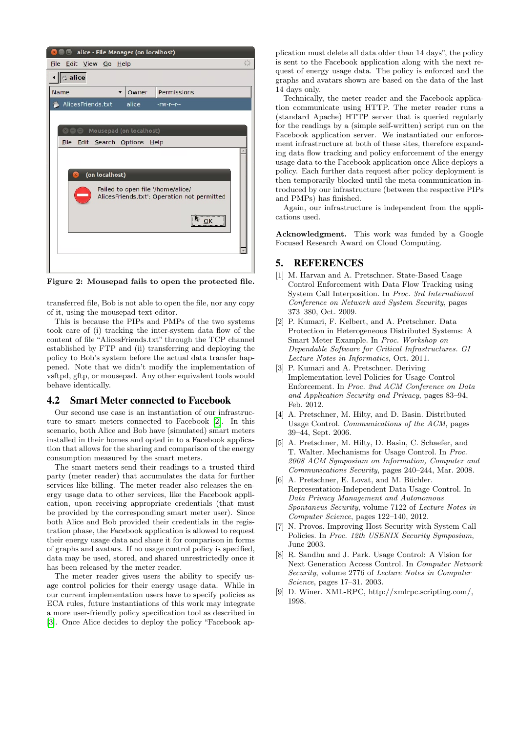Figure 2: Mousepad fails to open the protected file.

transferred file, Bob is not able to open the file, nor any copy of it, using the mousepad text editor.

This is because the PIPs and PMPs of the two systems took care of (i) tracking the inter-system data flow of the content of file "AlicesFriends.txt" through the TCP channel established by FTP and (ii) transferring and deploying the policy to Bob's system before the actual data transfer happened. Note that we didn't modify the implementation of vsftpd, gftp, or mousepad. Any other equivalent tools would behave identically.

## 4.2 Smart Meter connected to Facebook

Our second use case is an instantiation of our infrastructure to smart meters connected to Facebook [2]. In this scenario, both Alice and Bob have (simulated) smart meters installed in their homes and opted in to a Facebook application that allows for the sharing and comparison of the energy consumption measured by the smart meters.

The smart meters send their readings to a trusted third party (meter reader) that accumulates the data for further services like billing. The meter reader also releases the energy usage data to other services, like the Facebook application, upon receiving appropriate credentials (that must be provided by the corresponding smart meter user). Since both Alice and Bob provided their credentials in the registration phase, the Facebook application is allowed to request their energy usage data and share it for comparison in forms of graphs and avatars. If no usage control policy is specified, data may be used, stored, and shared unrestrictedly once it has been released by the meter reader.

The meter reader gives users the ability to specify usage control policies for their energy usage data. While in our current implementation users have to specify policies as ECA rules, future instantiations of this work may integrate a more user-friendly policy specification tool as described in [3]. Once Alice decides to deploy the policy "Facebook application must delete all data older than 14 days", the policy is sent to the Facebook application along with the next request of energy usage data. The policy is enforced and the graphs and avatars shown are based on the data of the last 14 days only.

Technically, the meter reader and the Facebook application communicate using HTTP. The meter reader runs a (standard Apache) HTTP server that is queried regularly for the readings by a (simple self-written) script run on the Facebook application server. We instantiated our enforcement infrastructure at both of these sites, therefore expanding data flow tracking and policy enforcement of the energy usage data to the Facebook application once Alice deploys a policy. Each further data request after policy deployment is then temporarily blocked until the meta communication introduced by our infrastructure (between the respective PIPs and PMPs) has finished.

Again, our infrastructure is independent from the applications used.

**Acknowledgment.** This work was funded by a Google Focused Research Award on Cloud Computing.

# 5. REFERENCES

[1] M. Harvan and A. Pretschner. State-Based Usage Control Enforcement with Data Flow Tracking using System Call Interposition. In *Proc. 3rd International Conference on Network and System Security*, pages 373–380, Oct. 2009.

[2] P. Kumari, F. Kelbert, and A. Pretschner. Data Protection in Heterogeneous Distributed Systems: A Smart Meter Example. In *Proc. Workshop on Dependable Software for Critical Infrastructures. GI Lecture Notes in Informatics*, Oct. 2011.

[3] P. Kumari and A. Pretschner. Deriving Implementation-level Policies for Usage Control Enforcement. In *Proc. 2nd ACM Conference on Data and Application Security and Privacy*, pages 83–94, Feb. 2012.

[4] A. Pretschner, M. Hilty, and D. Basin. Distributed Usage Control. *Communications of the ACM*, pages 39–44, Sept. 2006.

[5] A. Pretschner, M. Hilty, D. Basin, C. Schaefer, and T. Walter. Mechanisms for Usage Control. In *Proc. 2008 ACM Symposium on Information, Computer and Communications Security*, pages 240–244, Mar. 2008.

[6] A. Pretschner, E. Lovat, and M. Büchler. Representation-Independent Data Usage Control. In *Data Privacy Management and Autonomous Spontaneus Security*, volume 7122 of *Lecture Notes in Computer Science*, pages 122–140, 2012.

[7] N. Provos. Improving Host Security with System Call Policies. In *Proc. 12th USENIX Security Symposium*, June 2003.

[8] R. Sandhu and J. Park. Usage Control: A Vision for Next Generation Access Control. In *Computer Network Security*, volume 2776 of *Lecture Notes in Computer Science*, pages 17–31. 2003.

[9] D. Winer. XML-RPC, http://xmlrpc.scripting.com/, 1998.